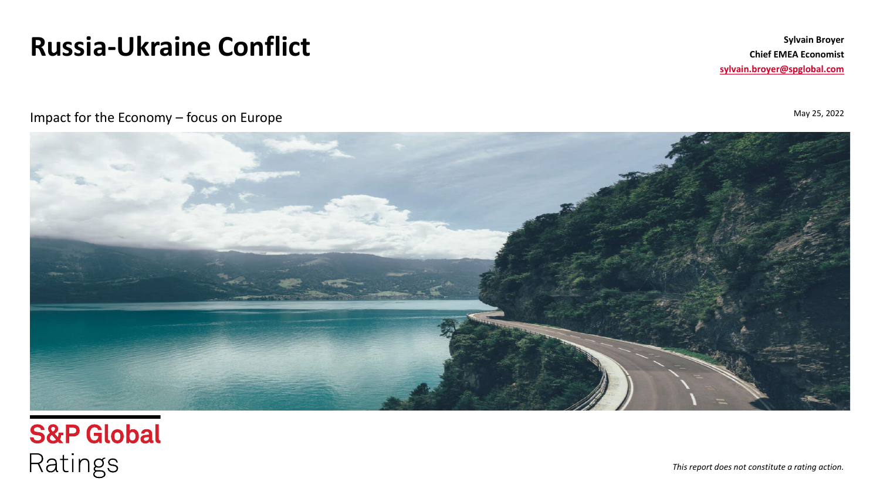# Russia-Ukraine Conflict

**Sylvain Broyer**
**Chief EMEA Economist**
sylvain.broyer@spglobal.com

Impact for the Economy – focus on Europe

May 25, 2022

S&P Global Ratings

*This report does not constitute a rating action.*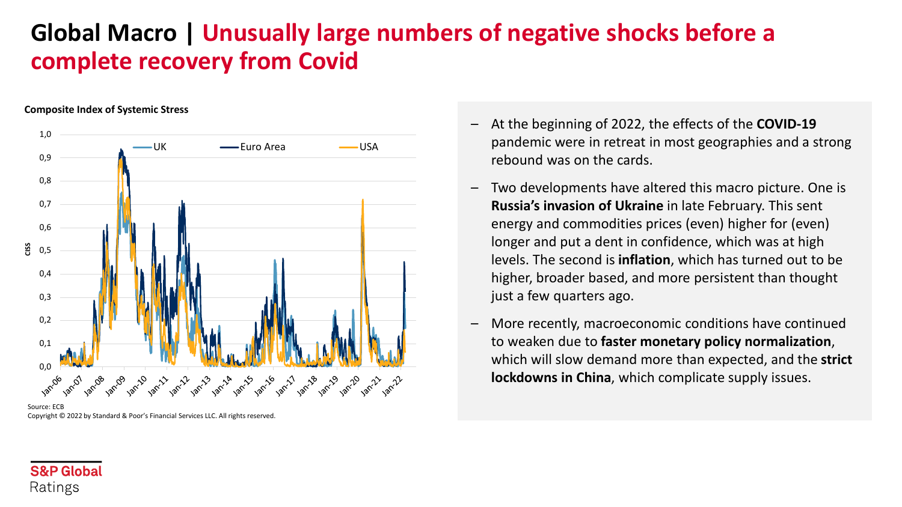# Global Macro | Unusually large numbers of negative shocks before a complete recovery from Covid

**Composite Index of Systemic Stress**

Source: ECB
Copyright © 2022 by Standard & Poor's Financial Services LLC. All rights reserved.

- At the beginning of 2022, the effects of the **COVID-19** pandemic were in retreat in most geographies and a strong rebound was on the cards.
- Two developments have altered this macro picture. One is **Russia's invasion of Ukraine** in late February. This sent energy and commodities prices (even) higher for (even) longer and put a dent in confidence, which was at high levels. The second is **inflation**, which has turned out to be higher, broader based, and more persistent than thought just a few quarters ago.
- More recently, macroeconomic conditions have continued to weaken due to **faster monetary policy normalization**, which will slow demand more than expected, and the **strict lockdowns in China**, which complicate supply issues.

S&P Global Ratings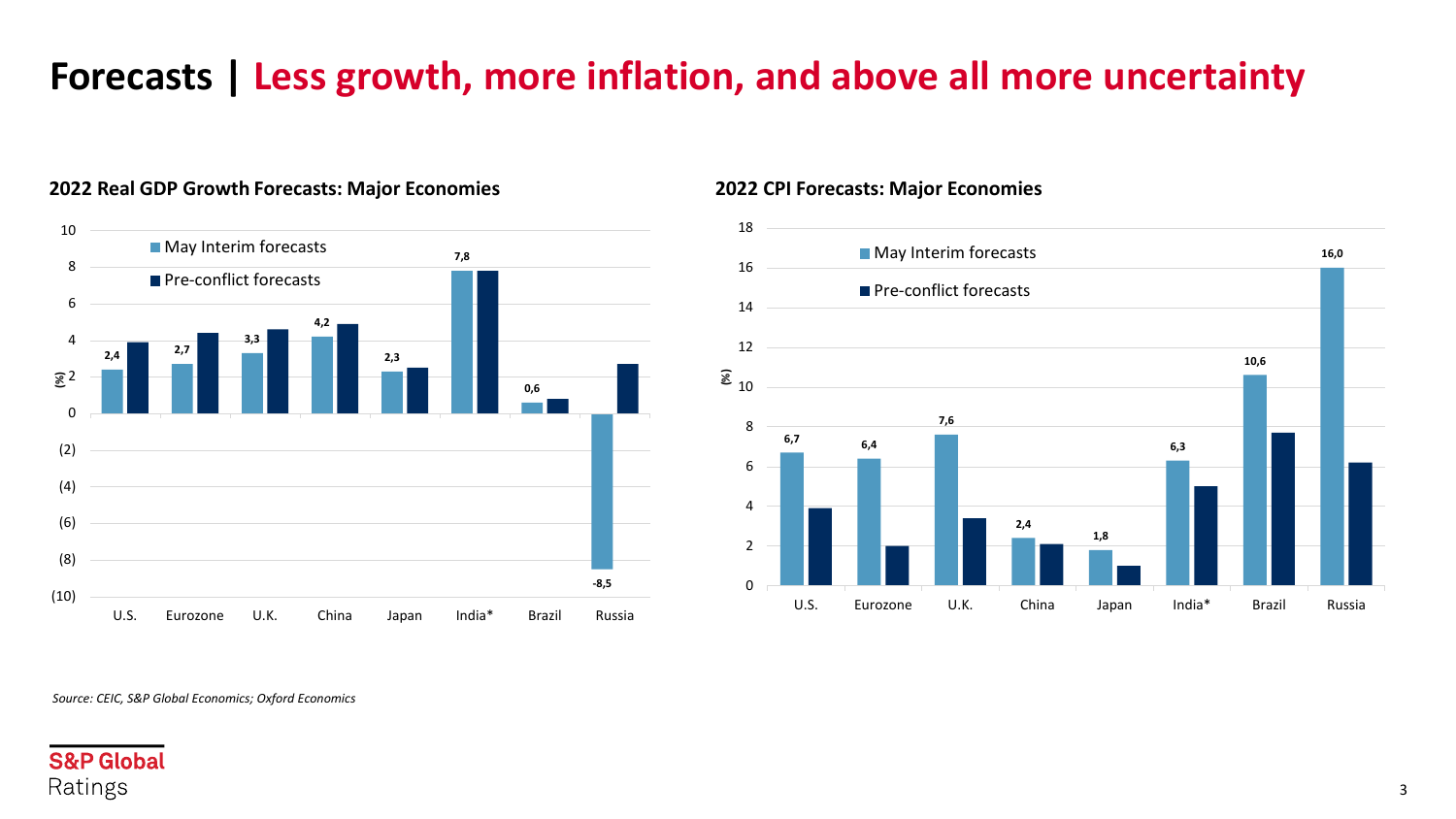# Forecasts | Less growth, more inflation, and above all more uncertainty

### 2022 Real GDP Growth Forecasts: Major Economies

| (%) | May Interim forecasts | Pre-conflict forecasts |
| --- | --- | --- |
| U.S. | 2,4 | |
| Eurozone | 2,7 | |
| U.K. | 3,3 | |
| China | 4,2 | |
| Japan | 2,3 | |
| India* | 7,8 | |
| Brazil | 0,6 | |
| Russia | -8,5 | |

### 2022 CPI Forecasts: Major Economies

| (%) | May Interim forecasts | Pre-conflict forecasts |
| --- | --- | --- |
| U.S. | 6,7 | |
| Eurozone | 6,4 | |
| U.K. | 7,6 | |
| China | 2,4 | |
| Japan | 1,8 | |
| India* | 6,3 | |
| Brazil | 10,6 | |
| Russia | 16,0 | |

*Source: CEIC, S&P Global Economics; Oxford Economics*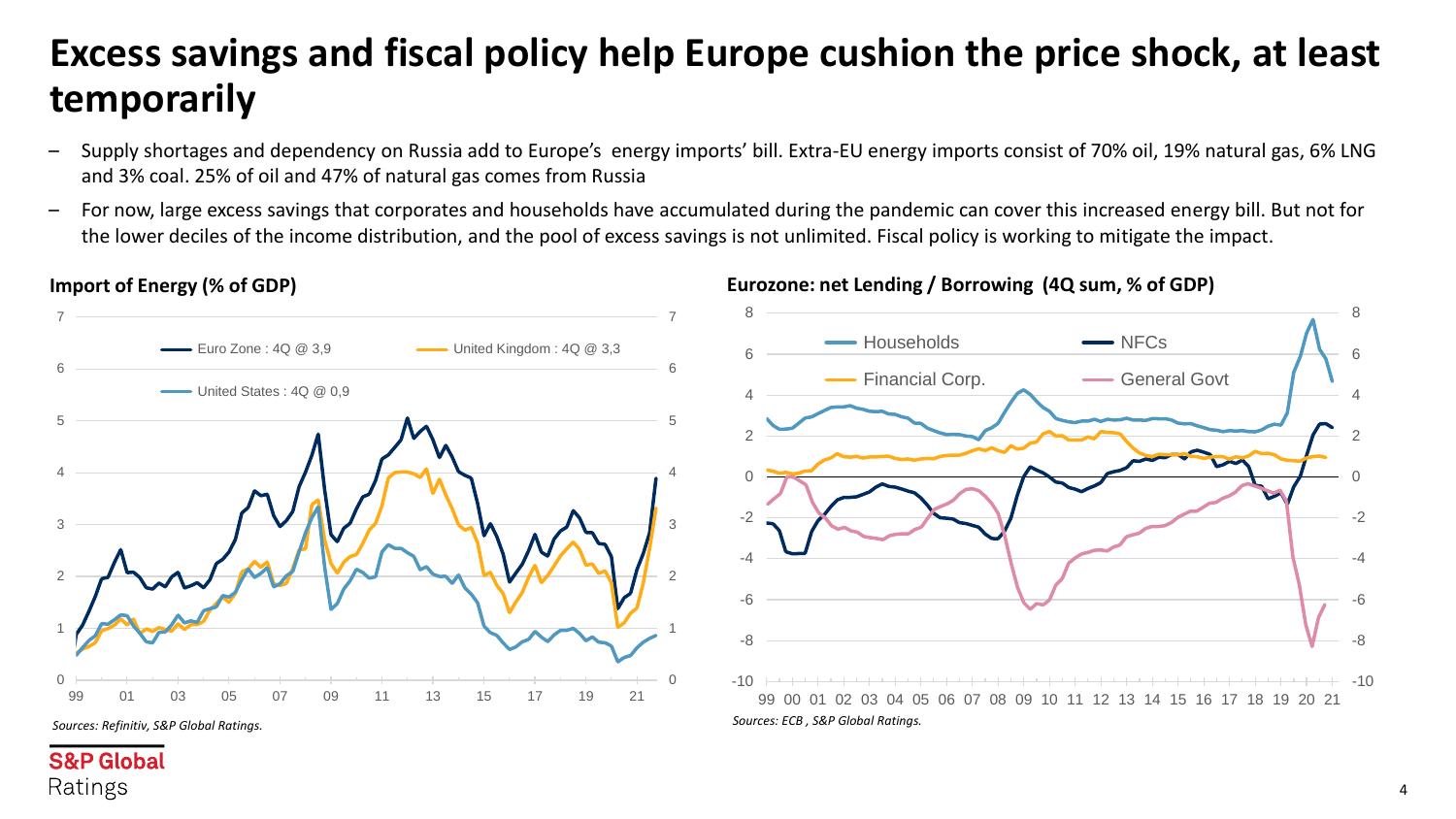# Excess savings and fiscal policy help Europe cushion the price shock, at least temporarily

- Supply shortages and dependency on Russia add to Europe's energy imports' bill. Extra-EU energy imports consist of 70% oil, 19% natural gas, 6% LNG and 3% coal. 25% of oil and 47% of natural gas comes from Russia
- For now, large excess savings that corporates and households have accumulated during the pandemic can cover this increased energy bill. But not for the lower deciles of the income distribution, and the pool of excess savings is not unlimited. Fiscal policy is working to mitigate the impact.

**Import of Energy (% of GDP)**

Euro Zone : 4Q @ 3,9 — United Kingdom : 4Q @ 3,3 — United States : 4Q @ 0,9

*Sources: Refinitiv, S&P Global Ratings.*

**Eurozone: net Lending / Borrowing (4Q sum, % of GDP)**

Households — NFCs — Financial Corp. — General Govt

*Sources: ECB , S&P Global Ratings.*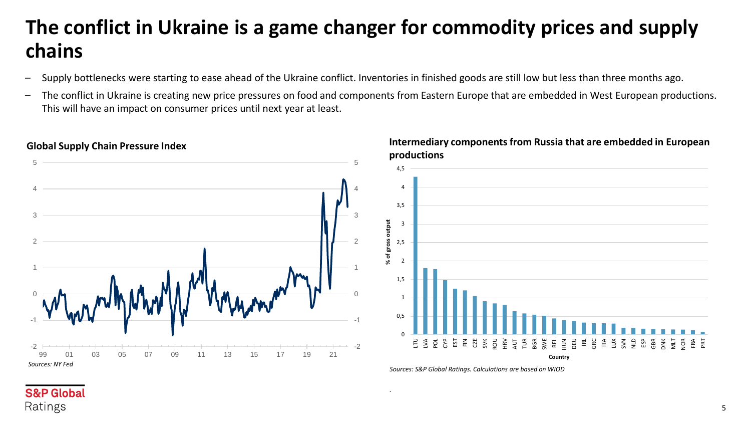# The conflict in Ukraine is a game changer for commodity prices and supply chains

- Supply bottlenecks were starting to ease ahead of the Ukraine conflict. Inventories in finished goods are still low but less than three months ago.
- The conflict in Ukraine is creating new price pressures on food and components from Eastern Europe that are embedded in West European productions. This will have an impact on consumer prices until next year at least.

**Global Supply Chain Pressure Index**

*Sources: NY Fed*

**Intermediary components from Russia that are embedded in European productions**

*Sources: S&P Global Ratings. Calculations are based on WIOD*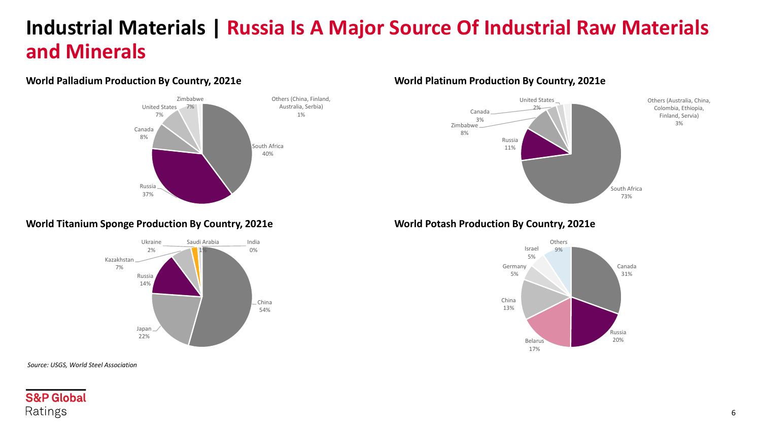# Industrial Materials | Russia Is A Major Source Of Industrial Raw Materials and Minerals

**World Palladium Production By Country, 2021e**

| Country | Share |
| --- | --- |
| South Africa | 40% |
| Russia | 37% |
| Canada | 8% |
| United States | 7% |
| Zimbabwe | 7% |
| Others (China, Finland, Australia, Serbia) | 1% |

**World Platinum Production By Country, 2021e**

| Country | Share |
| --- | --- |
| South Africa | 73% |
| Russia | 11% |
| Zimbabwe | 8% |
| Canada | 3% |
| United States | 2% |
| Others (Australia, China, Colombia, Ethiopia, Finland, Servia) | 3% |

**World Titanium Sponge Production By Country, 2021e**

| Country | Share |
| --- | --- |
| China | 54% |
| Japan | 22% |
| Russia | 14% |
| Kazakhstan | 7% |
| Ukraine | 2% |
| Saudi Arabia | 1% |
| India | 0% |

**World Potash Production By Country, 2021e**

| Country | Share |
| --- | --- |
| Canada | 31% |
| Russia | 20% |
| Belarus | 17% |
| China | 13% |
| Germany | 5% |
| Israel | 5% |
| Others | 9% |

*Source: USGS, World Steel Association*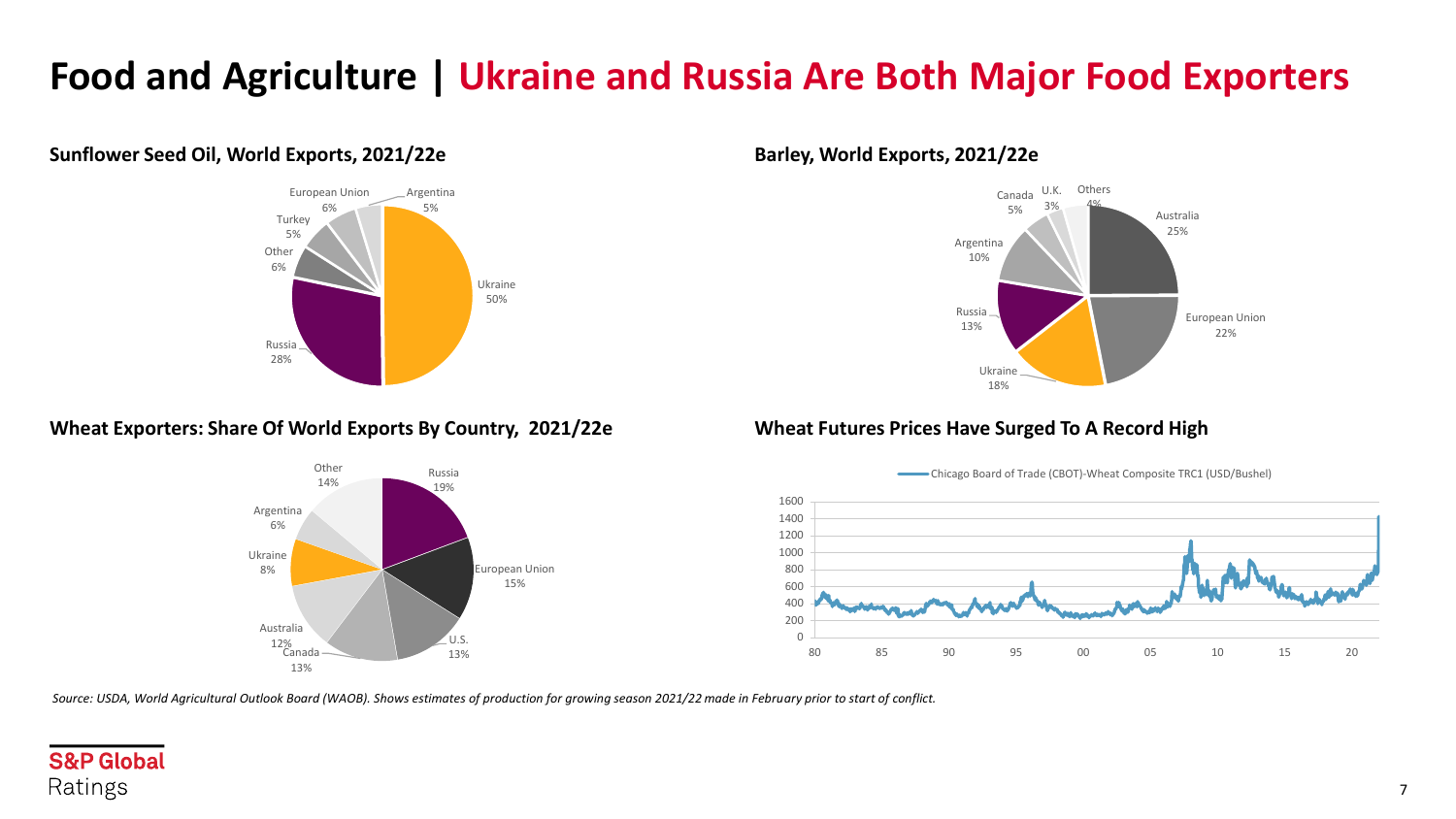# Food and Agriculture | Ukraine and Russia Are Both Major Food Exporters

**Sunflower Seed Oil, World Exports, 2021/22e**

| Country | Share |
| --- | --- |
| Ukraine | 50% |
| Russia | 28% |
| Other | 6% |
| Turkey | 5% |
| European Union | 6% |
| Argentina | 5% |

**Barley, World Exports, 2021/22e**

| Country | Share |
| --- | --- |
| Australia | 25% |
| European Union | 22% |
| Ukraine | 18% |
| Russia | 13% |
| Argentina | 10% |
| Canada | 5% |
| U.K. | 3% |
| Others | 4% |

**Wheat Exporters: Share Of World Exports By Country, 2021/22e**

| Country | Share |
| --- | --- |
| Russia | 19% |
| European Union | 15% |
| U.S. | 13% |
| Canada | 13% |
| Australia | 12% |
| Ukraine | 8% |
| Argentina | 6% |
| Other | 14% |

**Wheat Futures Prices Have Surged To A Record High**

Chicago Board of Trade (CBOT)-Wheat Composite TRC1 (USD/Bushel)

*Source: USDA, World Agricultural Outlook Board (WAOB). Shows estimates of production for growing season 2021/22 made in February prior to start of conflict.*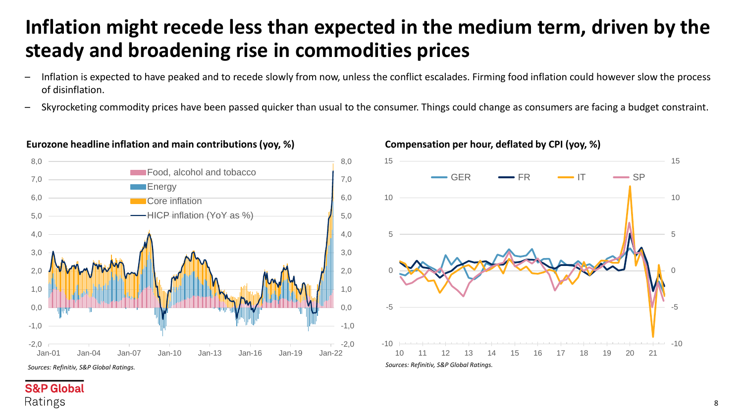# Inflation might recede less than expected in the medium term, driven by the steady and broadening rise in commodities prices

- Inflation is expected to have peaked and to recede slowly from now, unless the conflict escalades. Firming food inflation could however slow the process of disinflation.
- Skyrocketing commodity prices have been passed quicker than usual to the consumer. Things could change as consumers are facing a budget constraint.

**Eurozone headline inflation and main contributions (yoy, %)**

*Sources: Refinitiv, S&P Global Ratings.*

**Compensation per hour, deflated by CPI (yoy, %)**

*Sources: Refinitiv, S&P Global Ratings.*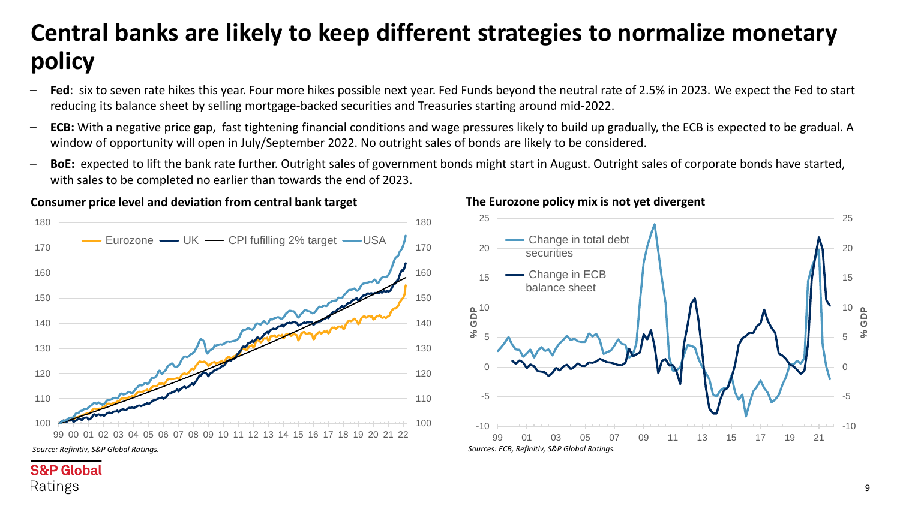# Central banks are likely to keep different strategies to normalize monetary policy

- **Fed**: six to seven rate hikes this year. Four more hikes possible next year. Fed Funds beyond the neutral rate of 2.5% in 2023. We expect the Fed to start reducing its balance sheet by selling mortgage-backed securities and Treasuries starting around mid-2022.
- **ECB:** With a negative price gap, fast tightening financial conditions and wage pressures likely to build up gradually, the ECB is expected to be gradual. A window of opportunity will open in July/September 2022. No outright sales of bonds are likely to be considered.
- **BoE:** expected to lift the bank rate further. Outright sales of government bonds might start in August. Outright sales of corporate bonds have started, with sales to be completed no earlier than towards the end of 2023.

**Consumer price level and deviation from central bank target**

*Source: Refinitiv, S&P Global Ratings.*

**The Eurozone policy mix is not yet divergent**

*Sources: ECB, Refinitiv, S&P Global Ratings.*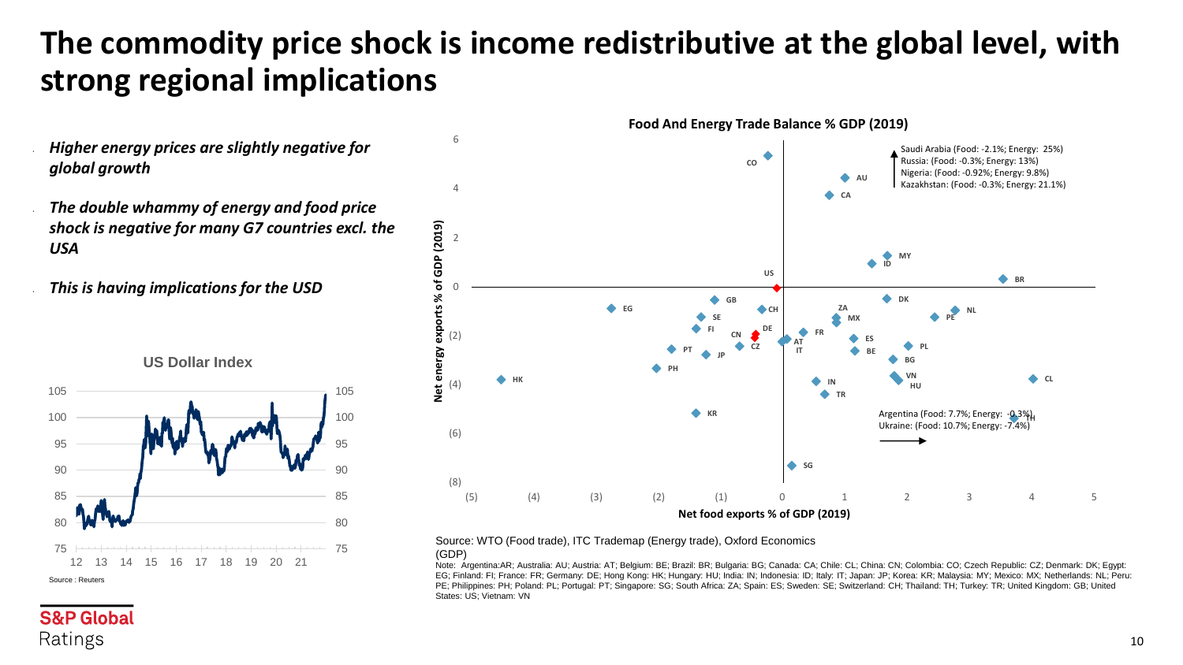# The commodity price shock is income redistributive at the global level, with strong regional implications

- ***Higher energy prices are slightly negative for global growth***
- ***The double whammy of energy and food price shock is negative for many G7 countries excl. the USA***
- ***This is having implications for the USD***

**US Dollar Index**

Source : Reuters

**Food And Energy Trade Balance % GDP (2019)**

Saudi Arabia (Food: -2.1%; Energy: 25%)
Russia: (Food: -0.3%; Energy: 13%)
Nigeria: (Food: -0.92%; Energy: 9.8%)
Kazakhstan: (Food: -0.3%; Energy: 21.1%)

Argentina (Food: 7.7%; Energy: -0.3%)
Ukraine: (Food: 10.7%; Energy: -7.4%)

Source: WTO (Food trade), ITC Trademap (Energy trade), Oxford Economics (GDP)

Note: Argentina:AR; Australia: AU; Austria: AT; Belgium: BE; Brazil: BR; Bulgaria: BG; Canada: CA; Chile: CL; China: CN; Colombia: CO; Czech Republic: CZ; Denmark: DK; Egypt: EG; Finland: FI; France: FR; Germany: DE; Hong Kong: HK; Hungary: HU; India: IN; Indonesia: ID; Italy: IT; Japan: JP; Korea: KR; Malaysia: MY; Mexico: MX; Netherlands: NL; Peru: PE; Philippines: PH; Poland: PL; Portugal: PT; Singapore: SG; South Africa: ZA; Spain: ES; Sweden: SE; Switzerland: CH; Thailand: TH; Turkey: TR; United Kingdom: GB; United States: US; Vietnam: VN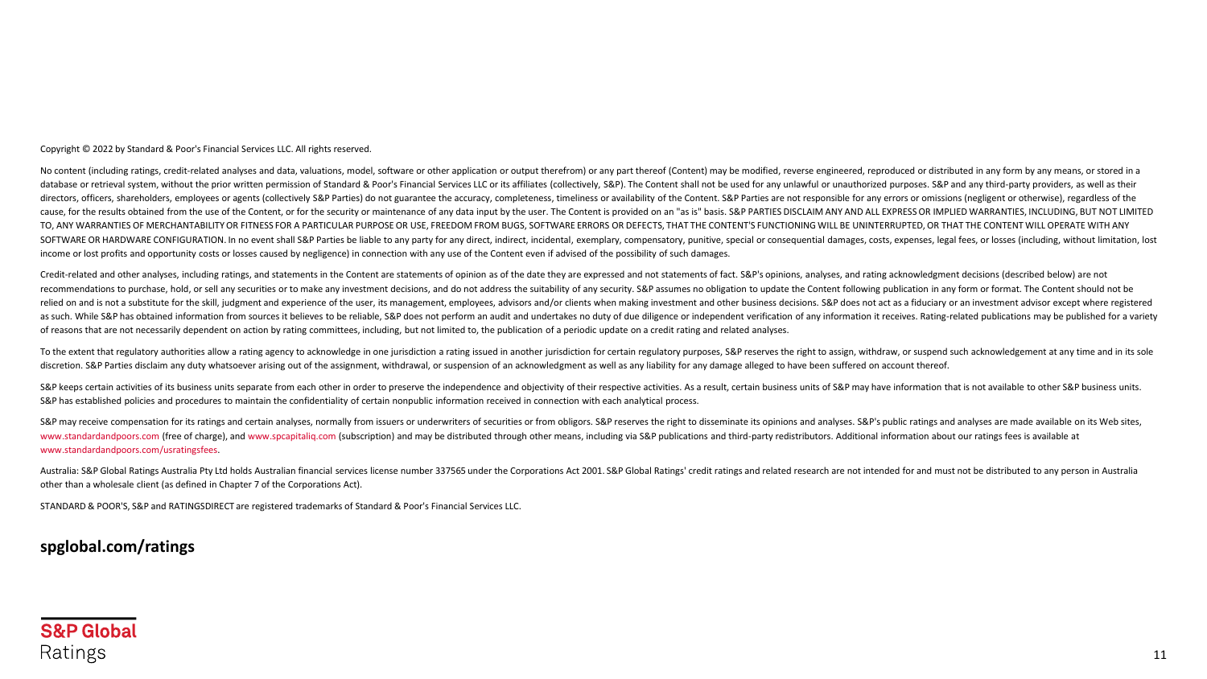Copyright © 2022 by Standard & Poor's Financial Services LLC. All rights reserved.

No content (including ratings, credit-related analyses and data, valuations, model, software or other application or output therefrom) or any part thereof (Content) may be modified, reverse engineered, reproduced or distributed in any form by any means, or stored in a database or retrieval system, without the prior written permission of Standard & Poor's Financial Services LLC or its affiliates (collectively, S&P). The Content shall not be used for any unlawful or unauthorized purposes. S&P and any third-party providers, as well as their directors, officers, shareholders, employees or agents (collectively S&P Parties) do not guarantee the accuracy, completeness, timeliness or availability of the Content. S&P Parties are not responsible for any errors or omissions (negligent or otherwise), regardless of the cause, for the results obtained from the use of the Content, or for the security or maintenance of any data input by the user. The Content is provided on an "as is" basis. S&P PARTIES DISCLAIM ANY AND ALL EXPRESS OR IMPLIED WARRANTIES, INCLUDING, BUT NOT LIMITED TO, ANY WARRANTIES OF MERCHANTABILITY OR FITNESS FOR A PARTICULAR PURPOSE OR USE, FREEDOM FROM BUGS, SOFTWARE ERRORS OR DEFECTS, THAT THE CONTENT'S FUNCTIONING WILL BE UNINTERRUPTED, OR THAT THE CONTENT WILL OPERATE WITH ANY SOFTWARE OR HARDWARE CONFIGURATION. In no event shall S&P Parties be liable to any party for any direct, indirect, incidental, exemplary, compensatory, punitive, special or consequential damages, costs, expenses, legal fees, or losses (including, without limitation, lost income or lost profits and opportunity costs or losses caused by negligence) in connection with any use of the Content even if advised of the possibility of such damages.

Credit-related and other analyses, including ratings, and statements in the Content are statements of opinion as of the date they are expressed and not statements of fact. S&P's opinions, analyses, and rating acknowledgment decisions (described below) are not recommendations to purchase, hold, or sell any securities or to make any investment decisions, and do not address the suitability of any security. S&P assumes no obligation to update the Content following publication in any form or format. The Content should not be relied on and is not a substitute for the skill, judgment and experience of the user, its management, employees, advisors and/or clients when making investment and other business decisions. S&P does not act as a fiduciary or an investment advisor except where registered as such. While S&P has obtained information from sources it believes to be reliable, S&P does not perform an audit and undertakes no duty of due diligence or independent verification of any information it receives. Rating-related publications may be published for a variety of reasons that are not necessarily dependent on action by rating committees, including, but not limited to, the publication of a periodic update on a credit rating and related analyses.

To the extent that regulatory authorities allow a rating agency to acknowledge in one jurisdiction a rating issued in another jurisdiction for certain regulatory purposes, S&P reserves the right to assign, withdraw, or suspend such acknowledgement at any time and in its sole discretion. S&P Parties disclaim any duty whatsoever arising out of the assignment, withdrawal, or suspension of an acknowledgment as well as any liability for any damage alleged to have been suffered on account thereof.

S&P keeps certain activities of its business units separate from each other in order to preserve the independence and objectivity of their respective activities. As a result, certain business units of S&P may have information that is not available to other S&P business units. S&P has established policies and procedures to maintain the confidentiality of certain nonpublic information received in connection with each analytical process.

S&P may receive compensation for its ratings and certain analyses, normally from issuers or underwriters of securities or from obligors. S&P reserves the right to disseminate its opinions and analyses. S&P's public ratings and analyses are made available on its Web sites, www.standardandpoors.com (free of charge), and www.spcapitaliq.com (subscription) and may be distributed through other means, including via S&P publications and third-party redistributors. Additional information about our ratings fees is available at www.standardandpoors.com/usratingsfees.

Australia: S&P Global Ratings Australia Pty Ltd holds Australian financial services license number 337565 under the Corporations Act 2001. S&P Global Ratings' credit ratings and related research are not intended for and must not be distributed to any person in Australia other than a wholesale client (as defined in Chapter 7 of the Corporations Act).

STANDARD & POOR'S, S&P and RATINGSDIRECT are registered trademarks of Standard & Poor's Financial Services LLC.

**spglobal.com/ratings**

**S&P Global**
Ratings